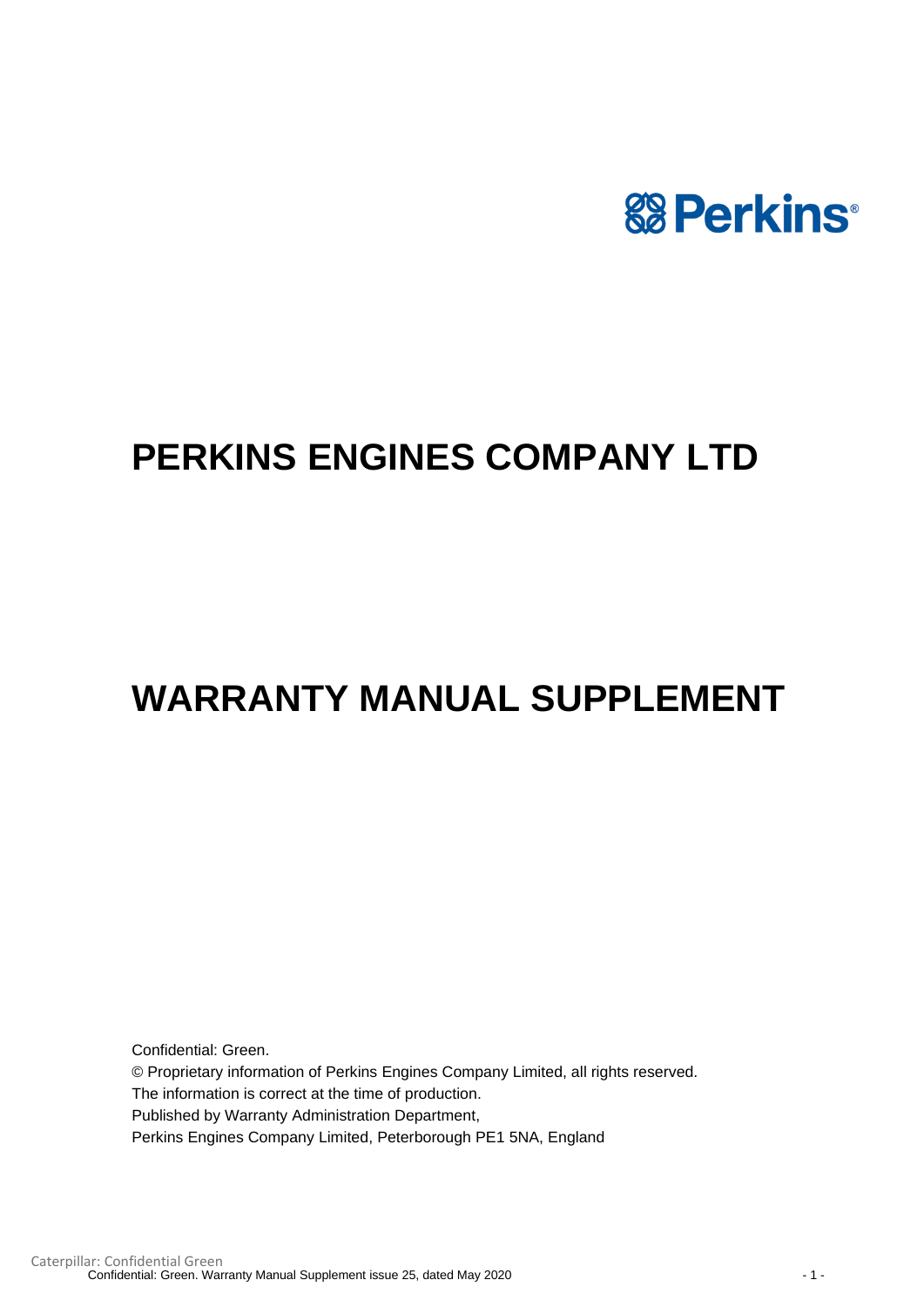Perkins®

# PERKINS ENGINES COMPANY LTD

# WARRANTY MANUAL SUPPLEMENT

Confidential: Green.
© Proprietary information of Perkins Engines Company Limited, all rights reserved.
The information is correct at the time of production.
Published by Warranty Administration Department,
Perkins Engines Company Limited, Peterborough PE1 5NA, England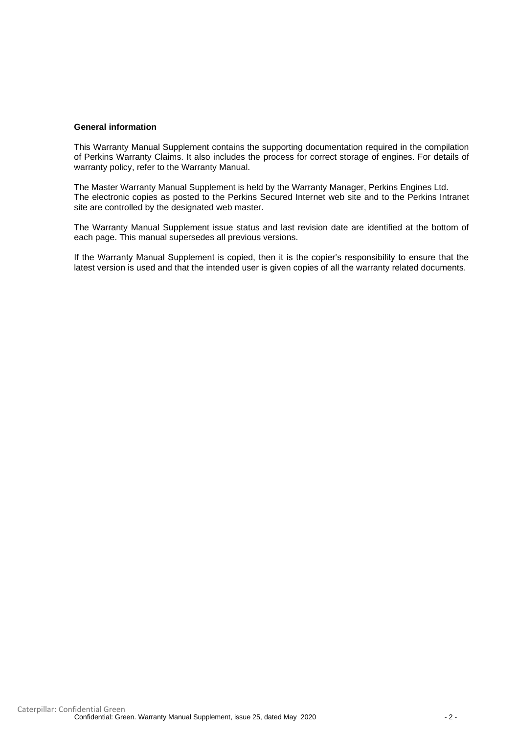**General information**

This Warranty Manual Supplement contains the supporting documentation required in the compilation of Perkins Warranty Claims. It also includes the process for correct storage of engines. For details of warranty policy, refer to the Warranty Manual.

The Master Warranty Manual Supplement is held by the Warranty Manager, Perkins Engines Ltd.
The electronic copies as posted to the Perkins Secured Internet web site and to the Perkins Intranet site are controlled by the designated web master.

The Warranty Manual Supplement issue status and last revision date are identified at the bottom of each page. This manual supersedes all previous versions.

If the Warranty Manual Supplement is copied, then it is the copier's responsibility to ensure that the latest version is used and that the intended user is given copies of all the warranty related documents.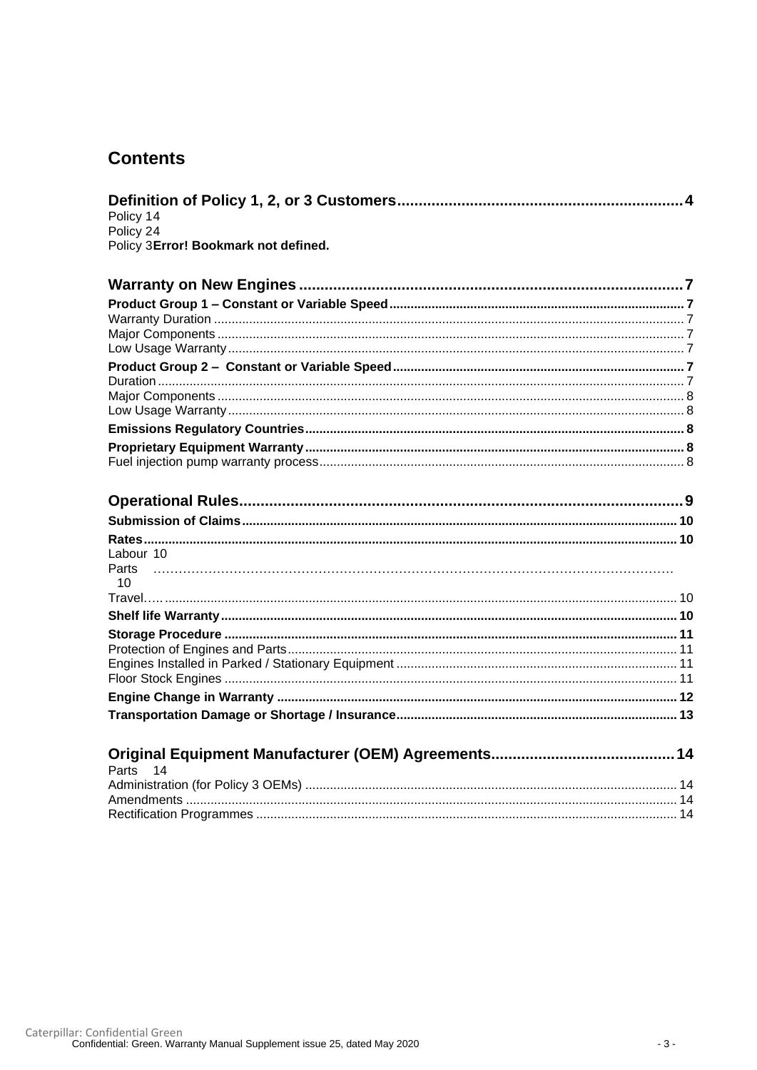# Contents

**Definition of Policy 1, 2, or 3 Customers** .......... 4

Policy 1 4

Policy 2 4

Policy 3 **Error! Bookmark not defined.**

**Warranty on New Engines** .......... 7

**Product Group 1 – Constant or Variable Speed** .......... 7

Warranty Duration .......... 7

Major Components .......... 7

Low Usage Warranty .......... 7

**Product Group 2 – Constant or Variable Speed** .......... 7

Duration .......... 7

Major Components .......... 8

Low Usage Warranty .......... 8

**Emissions Regulatory Countries** .......... 8

**Proprietary Equipment Warranty** .......... 8

Fuel injection pump warranty process .......... 8

**Operational Rules** .......... 9

**Submission of Claims** .......... 10

**Rates** .......... 10

Labour 10

Parts .......... 10

Travel .......... 10

**Shelf life Warranty** .......... 10

**Storage Procedure** .......... 11

Protection of Engines and Parts .......... 11

Engines Installed in Parked / Stationary Equipment .......... 11

Floor Stock Engines .......... 11

**Engine Change in Warranty** .......... 12

**Transportation Damage or Shortage / Insurance** .......... 13

**Original Equipment Manufacturer (OEM) Agreements** .......... 14

Parts 14

Administration (for Policy 3 OEMs) .......... 14

Amendments .......... 14

Rectification Programmes .......... 14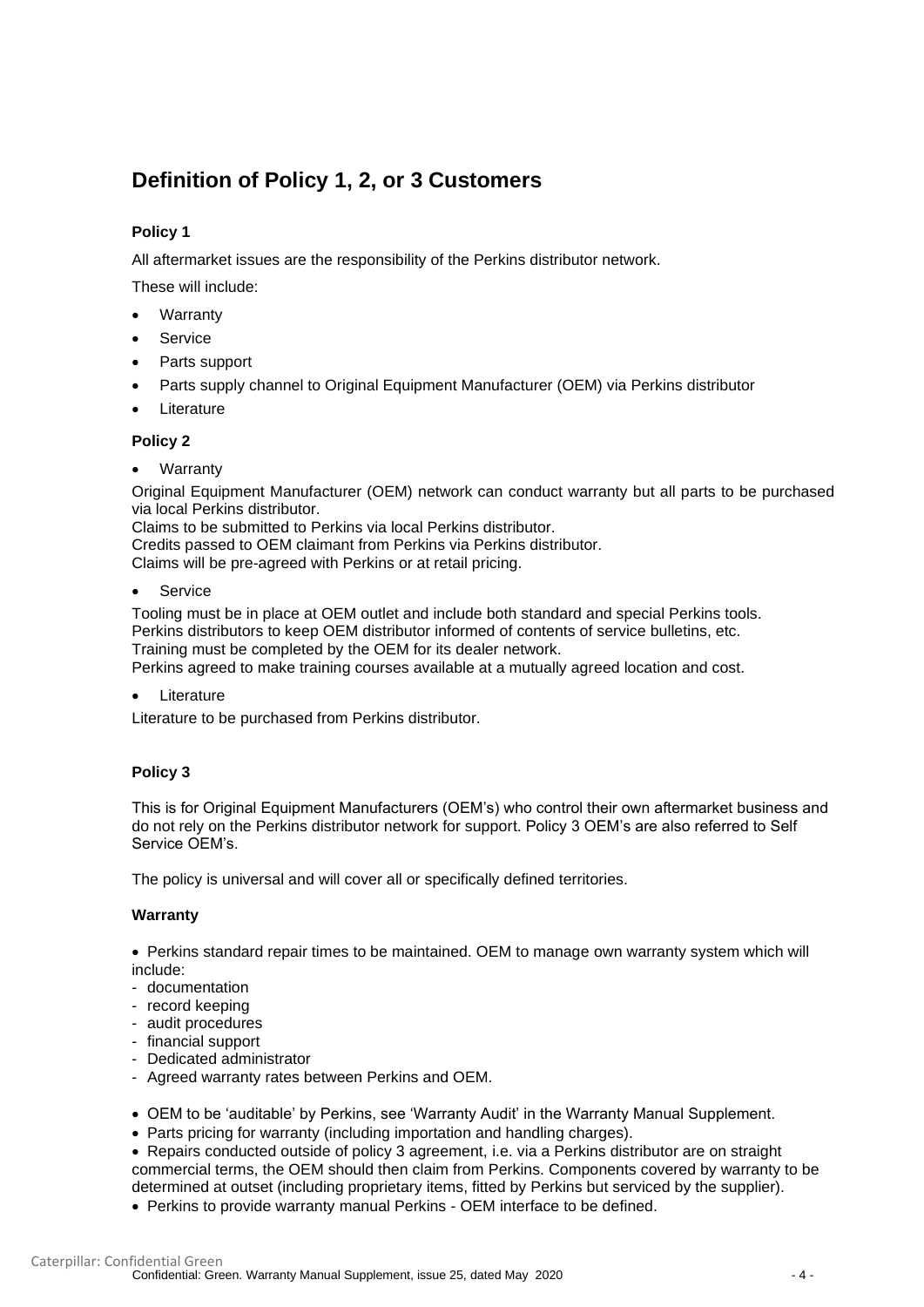# Definition of Policy 1, 2, or 3 Customers

### Policy 1

All aftermarket issues are the responsibility of the Perkins distributor network.

These will include:

- Warranty
- Service
- Parts support
- Parts supply channel to Original Equipment Manufacturer (OEM) via Perkins distributor
- Literature

### Policy 2

- Warranty

Original Equipment Manufacturer (OEM) network can conduct warranty but all parts to be purchased via local Perkins distributor.
Claims to be submitted to Perkins via local Perkins distributor.
Credits passed to OEM claimant from Perkins via Perkins distributor.
Claims will be pre-agreed with Perkins or at retail pricing.

- Service

Tooling must be in place at OEM outlet and include both standard and special Perkins tools.
Perkins distributors to keep OEM distributor informed of contents of service bulletins, etc.
Training must be completed by the OEM for its dealer network.
Perkins agreed to make training courses available at a mutually agreed location and cost.

- Literature

Literature to be purchased from Perkins distributor.

### Policy 3

This is for Original Equipment Manufacturers (OEM's) who control their own aftermarket business and do not rely on the Perkins distributor network for support. Policy 3 OEM's are also referred to Self Service OEM's.

The policy is universal and will cover all or specifically defined territories.

#### Warranty

- Perkins standard repair times to be maintained. OEM to manage own warranty system which will include:
  - documentation
  - record keeping
  - audit procedures
  - financial support
  - Dedicated administrator
  - Agreed warranty rates between Perkins and OEM.

- OEM to be 'auditable' by Perkins, see 'Warranty Audit' in the Warranty Manual Supplement.
- Parts pricing for warranty (including importation and handling charges).
- Repairs conducted outside of policy 3 agreement, i.e. via a Perkins distributor are on straight commercial terms, the OEM should then claim from Perkins. Components covered by warranty to be determined at outset (including proprietary items, fitted by Perkins but serviced by the supplier).
- Perkins to provide warranty manual Perkins - OEM interface to be defined.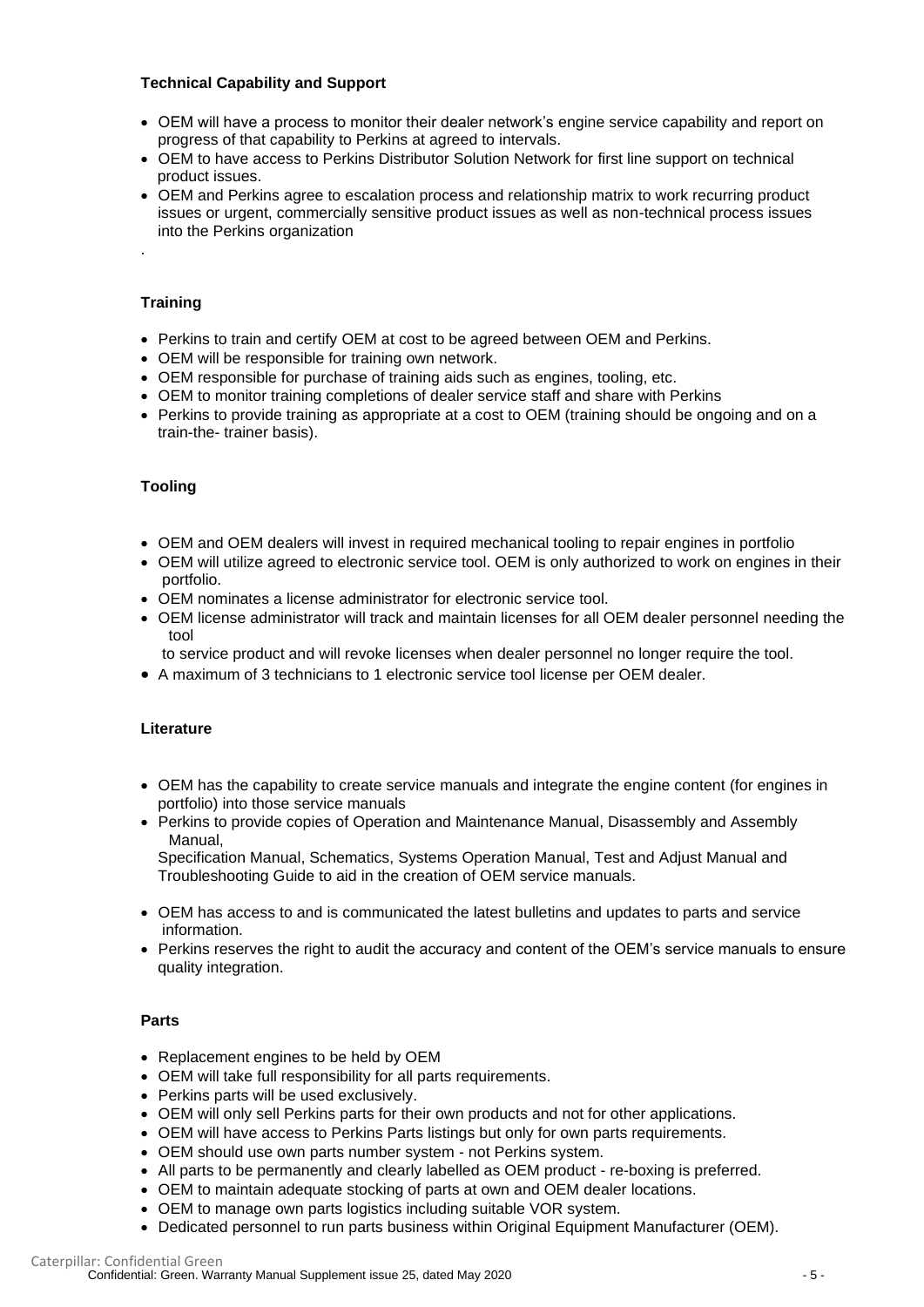**Technical Capability and Support**

- OEM will have a process to monitor their dealer network's engine service capability and report on progress of that capability to Perkins at agreed to intervals.
- OEM to have access to Perkins Distributor Solution Network for first line support on technical product issues.
- OEM and Perkins agree to escalation process and relationship matrix to work recurring product issues or urgent, commercially sensitive product issues as well as non-technical process issues into the Perkins organization

.

**Training**

- Perkins to train and certify OEM at cost to be agreed between OEM and Perkins.
- OEM will be responsible for training own network.
- OEM responsible for purchase of training aids such as engines, tooling, etc.
- OEM to monitor training completions of dealer service staff and share with Perkins
- Perkins to provide training as appropriate at a cost to OEM (training should be ongoing and on a train-the- trainer basis).

**Tooling**

- OEM and OEM dealers will invest in required mechanical tooling to repair engines in portfolio
- OEM will utilize agreed to electronic service tool. OEM is only authorized to work on engines in their portfolio.
- OEM nominates a license administrator for electronic service tool.
- OEM license administrator will track and maintain licenses for all OEM dealer personnel needing the tool
  to service product and will revoke licenses when dealer personnel no longer require the tool.
- A maximum of 3 technicians to 1 electronic service tool license per OEM dealer.

**Literature**

- OEM has the capability to create service manuals and integrate the engine content (for engines in portfolio) into those service manuals
- Perkins to provide copies of Operation and Maintenance Manual, Disassembly and Assembly Manual,
  Specification Manual, Schematics, Systems Operation Manual, Test and Adjust Manual and Troubleshooting Guide to aid in the creation of OEM service manuals.
- OEM has access to and is communicated the latest bulletins and updates to parts and service information.
- Perkins reserves the right to audit the accuracy and content of the OEM's service manuals to ensure quality integration.

**Parts**

- Replacement engines to be held by OEM
- OEM will take full responsibility for all parts requirements.
- Perkins parts will be used exclusively.
- OEM will only sell Perkins parts for their own products and not for other applications.
- OEM will have access to Perkins Parts listings but only for own parts requirements.
- OEM should use own parts number system - not Perkins system.
- All parts to be permanently and clearly labelled as OEM product - re-boxing is preferred.
- OEM to maintain adequate stocking of parts at own and OEM dealer locations.
- OEM to manage own parts logistics including suitable VOR system.
- Dedicated personnel to run parts business within Original Equipment Manufacturer (OEM).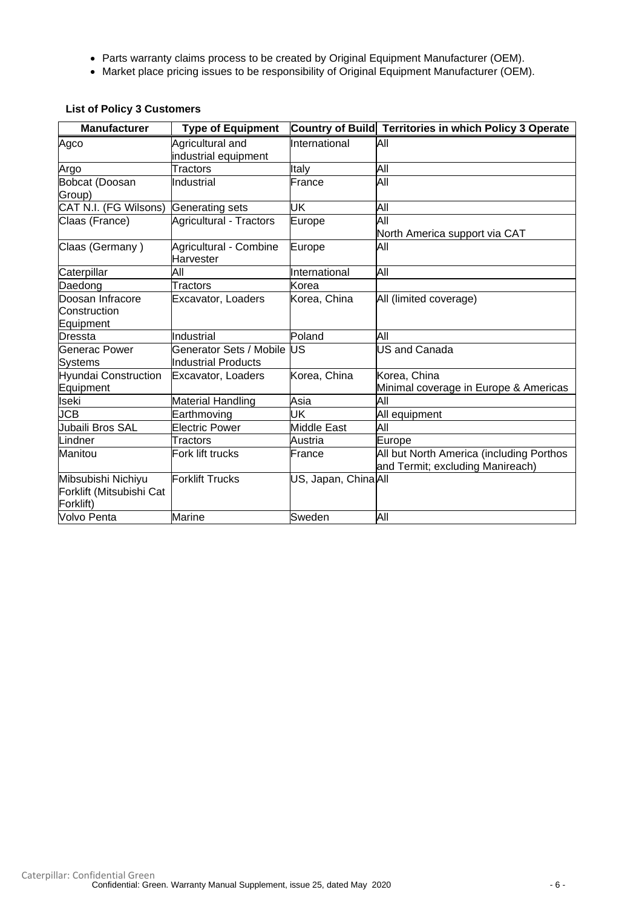- Parts warranty claims process to be created by Original Equipment Manufacturer (OEM).
- Market place pricing issues to be responsibility of Original Equipment Manufacturer (OEM).

**List of Policy 3 Customers**

| Manufacturer | Type of Equipment | Country of Build | Territories in which Policy 3 Operate |
|---|---|---|---|
| Agco | Agricultural and industrial equipment | International | All |
| Argo | Tractors | Italy | All |
| Bobcat (Doosan Group) | Industrial | France | All |
| CAT N.I. (FG Wilsons) | Generating sets | UK | All |
| Claas (France) | Agricultural - Tractors | Europe | All<br>North America support via CAT |
| Claas (Germany ) | Agricultural - Combine Harvester | Europe | All |
| Caterpillar | All | International | All |
| Daedong | Tractors | Korea | |
| Doosan Infracore Construction Equipment | Excavator, Loaders | Korea, China | All (limited coverage) |
| Dressta | Industrial | Poland | All |
| Generac Power Systems | Generator Sets / Mobile Industrial Products | US | US and Canada |
| Hyundai Construction Equipment | Excavator, Loaders | Korea, China | Korea, China<br>Minimal coverage in Europe & Americas |
| Iseki | Material Handling | Asia | All |
| JCB | Earthmoving | UK | All equipment |
| Jubaili Bros SAL | Electric Power | Middle East | All |
| Lindner | Tractors | Austria | Europe |
| Manitou | Fork lift trucks | France | All but North America (including Porthos and Termit; excluding Manireach) |
| Mibsubishi Nichiyu Forklift (Mitsubishi Cat Forklift) | Forklift Trucks | US, Japan, China | All |
| Volvo Penta | Marine | Sweden | All |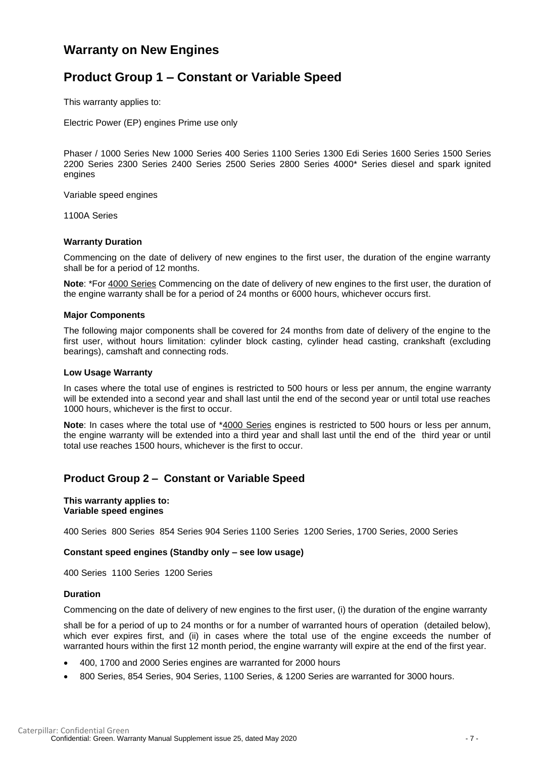# Warranty on New Engines

## Product Group 1 – Constant or Variable Speed

This warranty applies to:

Electric Power (EP) engines Prime use only

Phaser / 1000 Series New 1000 Series 400 Series 1100 Series 1300 Edi Series 1600 Series 1500 Series 2200 Series 2300 Series 2400 Series 2500 Series 2800 Series 4000* Series diesel and spark ignited engines

Variable speed engines

1100A Series

**Warranty Duration**

Commencing on the date of delivery of new engines to the first user, the duration of the engine warranty shall be for a period of 12 months.

**Note**: *For 4000 Series Commencing on the date of delivery of new engines to the first user, the duration of the engine warranty shall be for a period of 24 months or 6000 hours, whichever occurs first.

**Major Components**

The following major components shall be covered for 24 months from date of delivery of the engine to the first user, without hours limitation: cylinder block casting, cylinder head casting, crankshaft (excluding bearings), camshaft and connecting rods.

**Low Usage Warranty**

In cases where the total use of engines is restricted to 500 hours or less per annum, the engine warranty will be extended into a second year and shall last until the end of the second year or until total use reaches 1000 hours, whichever is the first to occur.

**Note**: In cases where the total use of *4000 Series engines is restricted to 500 hours or less per annum, the engine warranty will be extended into a third year and shall last until the end of the third year or until total use reaches 1500 hours, whichever is the first to occur.

## Product Group 2 – Constant or Variable Speed

**This warranty applies to:**
**Variable speed engines**

400 Series 800 Series 854 Series 904 Series 1100 Series 1200 Series, 1700 Series, 2000 Series

**Constant speed engines (Standby only – see low usage)**

400 Series 1100 Series 1200 Series

**Duration**

Commencing on the date of delivery of new engines to the first user, (i) the duration of the engine warranty

shall be for a period of up to 24 months or for a number of warranted hours of operation (detailed below), which ever expires first, and (ii) in cases where the total use of the engine exceeds the number of warranted hours within the first 12 month period, the engine warranty will expire at the end of the first year.

- 400, 1700 and 2000 Series engines are warranted for 2000 hours
- 800 Series, 854 Series, 904 Series, 1100 Series, & 1200 Series are warranted for 3000 hours.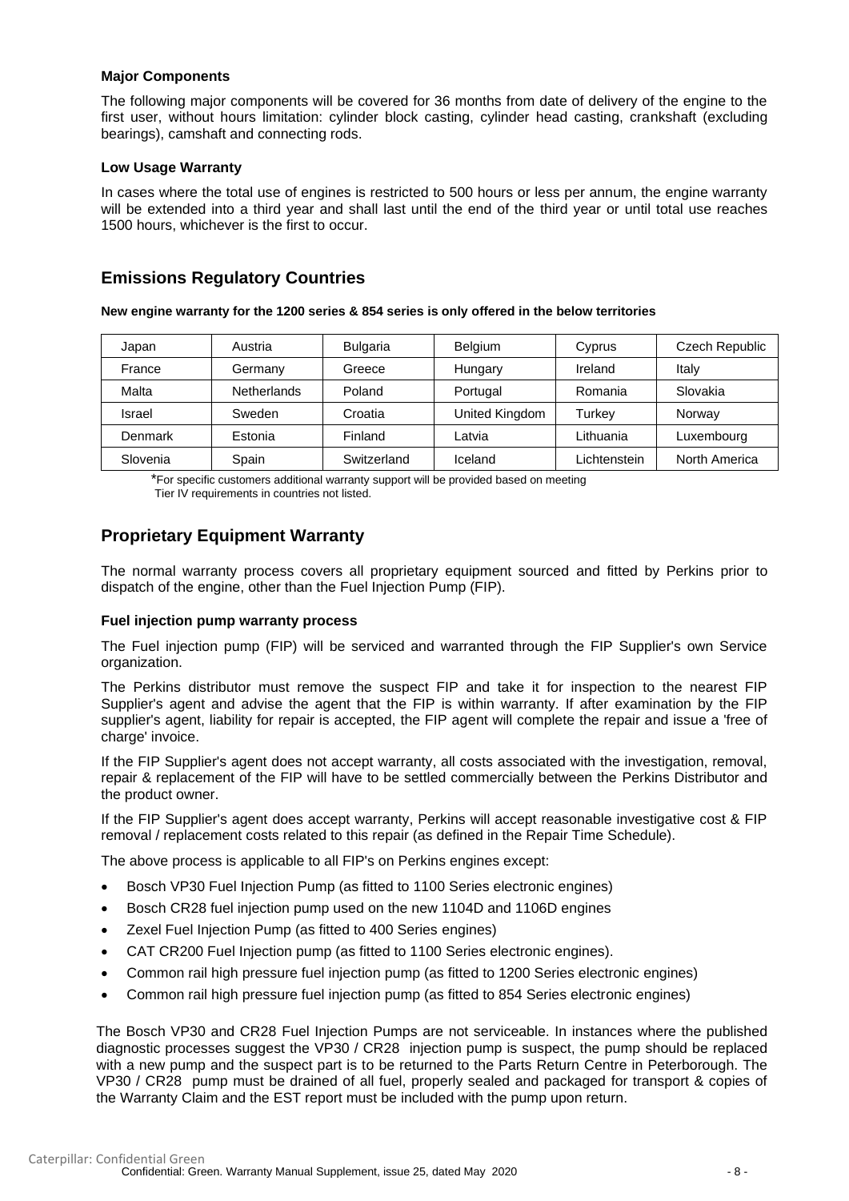#### Major Components

The following major components will be covered for 36 months from date of delivery of the engine to the first user, without hours limitation: cylinder block casting, cylinder head casting, crankshaft (excluding bearings), camshaft and connecting rods.

#### Low Usage Warranty

In cases where the total use of engines is restricted to 500 hours or less per annum, the engine warranty will be extended into a third year and shall last until the end of the third year or until total use reaches 1500 hours, whichever is the first to occur.

## Emissions Regulatory Countries

**New engine warranty for the 1200 series & 854 series is only offered in the below territories**

| Japan | Austria | Bulgaria | Belgium | Cyprus | Czech Republic |
|---|---|---|---|---|---|
| France | Germany | Greece | Hungary | Ireland | Italy |
| Malta | Netherlands | Poland | Portugal | Romania | Slovakia |
| Israel | Sweden | Croatia | United Kingdom | Turkey | Norway |
| Denmark | Estonia | Finland | Latvia | Lithuania | Luxembourg |
| Slovenia | Spain | Switzerland | Iceland | Lichtenstein | North America |

*For specific customers additional warranty support will be provided based on meeting Tier IV requirements in countries not listed.

## Proprietary Equipment Warranty

The normal warranty process covers all proprietary equipment sourced and fitted by Perkins prior to dispatch of the engine, other than the Fuel Injection Pump (FIP).

#### Fuel injection pump warranty process

The Fuel injection pump (FIP) will be serviced and warranted through the FIP Supplier's own Service organization.

The Perkins distributor must remove the suspect FIP and take it for inspection to the nearest FIP Supplier's agent and advise the agent that the FIP is within warranty. If after examination by the FIP supplier's agent, liability for repair is accepted, the FIP agent will complete the repair and issue a 'free of charge' invoice.

If the FIP Supplier's agent does not accept warranty, all costs associated with the investigation, removal, repair & replacement of the FIP will have to be settled commercially between the Perkins Distributor and the product owner.

If the FIP Supplier's agent does accept warranty, Perkins will accept reasonable investigative cost & FIP removal / replacement costs related to this repair (as defined in the Repair Time Schedule).

The above process is applicable to all FIP's on Perkins engines except:

- Bosch VP30 Fuel Injection Pump (as fitted to 1100 Series electronic engines)
- Bosch CR28 fuel injection pump used on the new 1104D and 1106D engines
- Zexel Fuel Injection Pump (as fitted to 400 Series engines)
- CAT CR200 Fuel Injection pump (as fitted to 1100 Series electronic engines).
- Common rail high pressure fuel injection pump (as fitted to 1200 Series electronic engines)
- Common rail high pressure fuel injection pump (as fitted to 854 Series electronic engines)

The Bosch VP30 and CR28 Fuel Injection Pumps are not serviceable. In instances where the published diagnostic processes suggest the VP30 / CR28 injection pump is suspect, the pump should be replaced with a new pump and the suspect part is to be returned to the Parts Return Centre in Peterborough. The VP30 / CR28 pump must be drained of all fuel, properly sealed and packaged for transport & copies of the Warranty Claim and the EST report must be included with the pump upon return.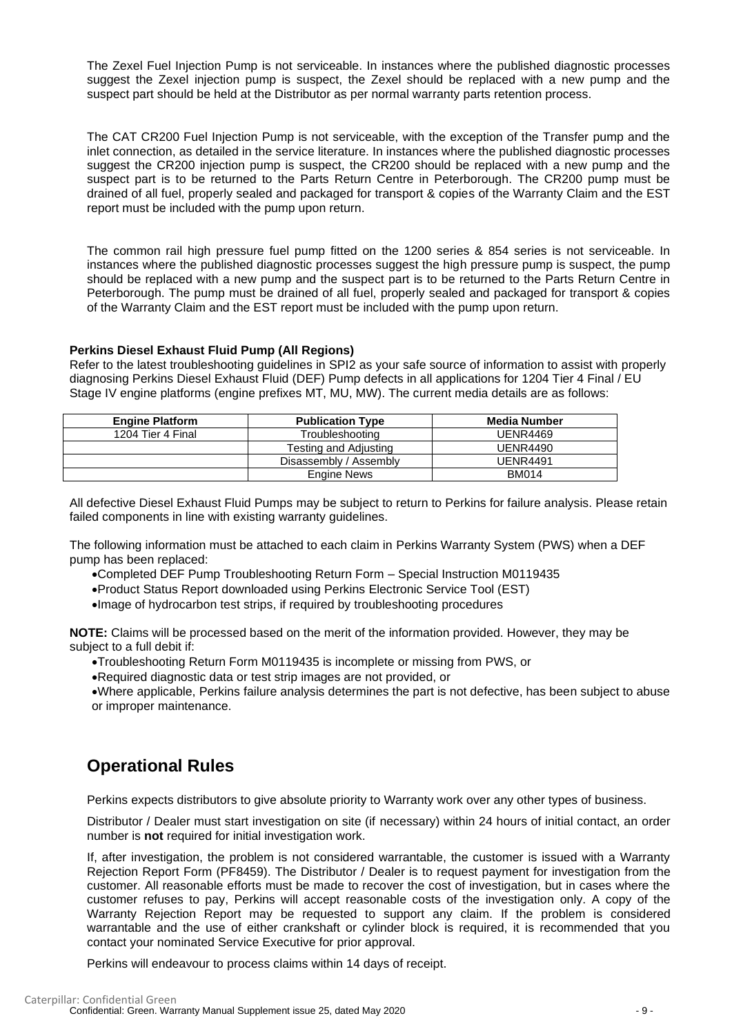The Zexel Fuel Injection Pump is not serviceable. In instances where the published diagnostic processes suggest the Zexel injection pump is suspect, the Zexel should be replaced with a new pump and the suspect part should be held at the Distributor as per normal warranty parts retention process.

The CAT CR200 Fuel Injection Pump is not serviceable, with the exception of the Transfer pump and the inlet connection, as detailed in the service literature. In instances where the published diagnostic processes suggest the CR200 injection pump is suspect, the CR200 should be replaced with a new pump and the suspect part is to be returned to the Parts Return Centre in Peterborough. The CR200 pump must be drained of all fuel, properly sealed and packaged for transport & copies of the Warranty Claim and the EST report must be included with the pump upon return.

The common rail high pressure fuel pump fitted on the 1200 series & 854 series is not serviceable. In instances where the published diagnostic processes suggest the high pressure pump is suspect, the pump should be replaced with a new pump and the suspect part is to be returned to the Parts Return Centre in Peterborough. The pump must be drained of all fuel, properly sealed and packaged for transport & copies of the Warranty Claim and the EST report must be included with the pump upon return.

**Perkins Diesel Exhaust Fluid Pump (All Regions)**

Refer to the latest troubleshooting guidelines in SPI2 as your safe source of information to assist with properly diagnosing Perkins Diesel Exhaust Fluid (DEF) Pump defects in all applications for 1204 Tier 4 Final / EU Stage IV engine platforms (engine prefixes MT, MU, MW). The current media details are as follows:

| Engine Platform | Publication Type | Media Number |
|---|---|---|
| 1204 Tier 4 Final | Troubleshooting | UENR4469 |
| | Testing and Adjusting | UENR4490 |
| | Disassembly / Assembly | UENR4491 |
| | Engine News | BM014 |

All defective Diesel Exhaust Fluid Pumps may be subject to return to Perkins for failure analysis. Please retain failed components in line with existing warranty guidelines.

The following information must be attached to each claim in Perkins Warranty System (PWS) when a DEF pump has been replaced:

- Completed DEF Pump Troubleshooting Return Form – Special Instruction M0119435
- Product Status Report downloaded using Perkins Electronic Service Tool (EST)
- Image of hydrocarbon test strips, if required by troubleshooting procedures

**NOTE:** Claims will be processed based on the merit of the information provided. However, they may be subject to a full debit if:

- Troubleshooting Return Form M0119435 is incomplete or missing from PWS, or
- Required diagnostic data or test strip images are not provided, or
- Where applicable, Perkins failure analysis determines the part is not defective, has been subject to abuse or improper maintenance.

## Operational Rules

Perkins expects distributors to give absolute priority to Warranty work over any other types of business.

Distributor / Dealer must start investigation on site (if necessary) within 24 hours of initial contact, an order number is **not** required for initial investigation work.

If, after investigation, the problem is not considered warrantable, the customer is issued with a Warranty Rejection Report Form (PF8459). The Distributor / Dealer is to request payment for investigation from the customer. All reasonable efforts must be made to recover the cost of investigation, but in cases where the customer refuses to pay, Perkins will accept reasonable costs of the investigation only. A copy of the Warranty Rejection Report may be requested to support any claim. If the problem is considered warrantable and the use of either crankshaft or cylinder block is required, it is recommended that you contact your nominated Service Executive for prior approval.

Perkins will endeavour to process claims within 14 days of receipt.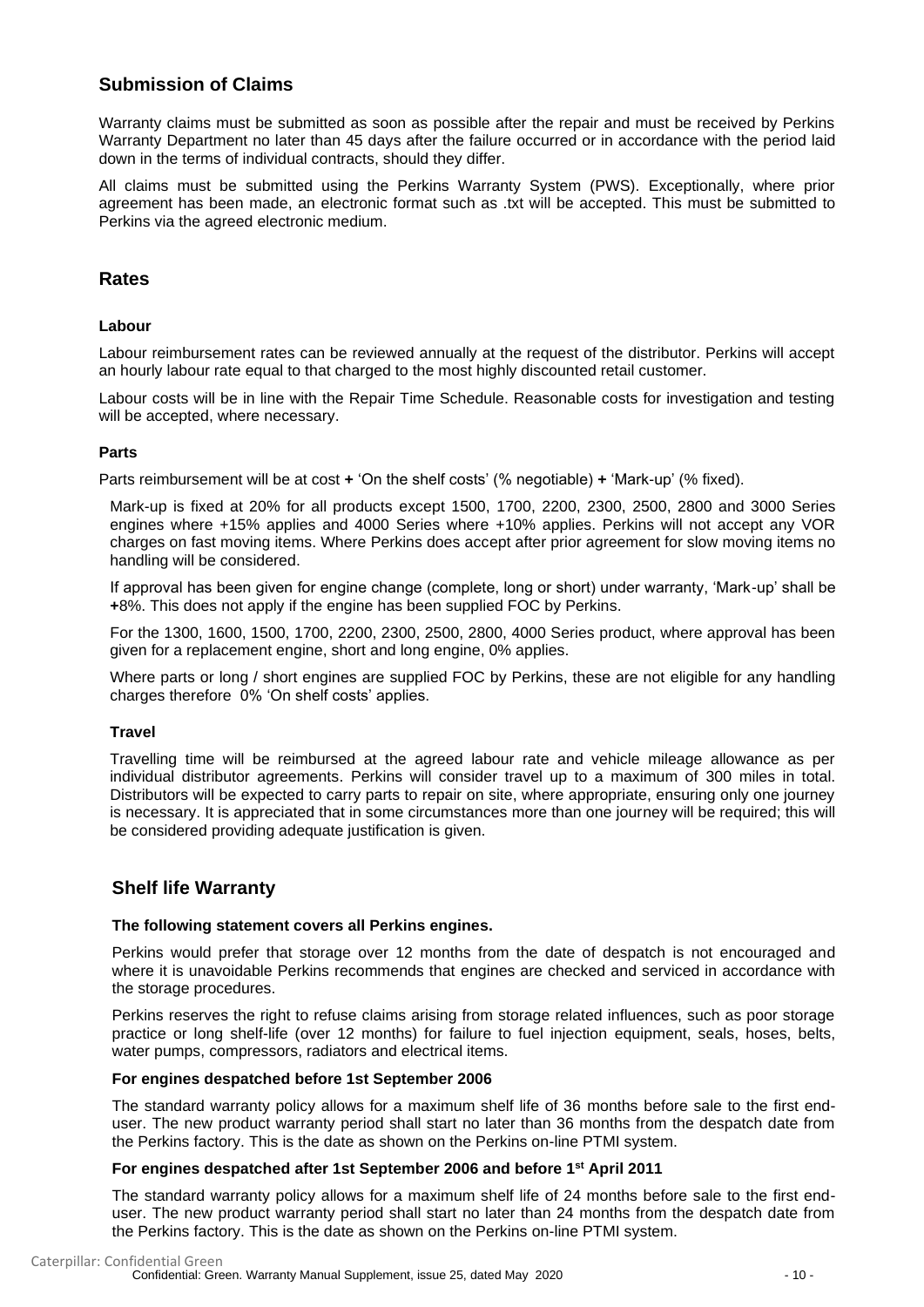## Submission of Claims

Warranty claims must be submitted as soon as possible after the repair and must be received by Perkins Warranty Department no later than 45 days after the failure occurred or in accordance with the period laid down in the terms of individual contracts, should they differ.

All claims must be submitted using the Perkins Warranty System (PWS). Exceptionally, where prior agreement has been made, an electronic format such as .txt will be accepted. This must be submitted to Perkins via the agreed electronic medium.

## Rates

### Labour

Labour reimbursement rates can be reviewed annually at the request of the distributor. Perkins will accept an hourly labour rate equal to that charged to the most highly discounted retail customer.

Labour costs will be in line with the Repair Time Schedule. Reasonable costs for investigation and testing will be accepted, where necessary.

### Parts

Parts reimbursement will be at cost **+** 'On the shelf costs' (% negotiable) **+** 'Mark-up' (% fixed).

Mark-up is fixed at 20% for all products except 1500, 1700, 2200, 2300, 2500, 2800 and 3000 Series engines where +15% applies and 4000 Series where +10% applies. Perkins will not accept any VOR charges on fast moving items. Where Perkins does accept after prior agreement for slow moving items no handling will be considered.

If approval has been given for engine change (complete, long or short) under warranty, 'Mark-up' shall be **+**8%. This does not apply if the engine has been supplied FOC by Perkins.

For the 1300, 1600, 1500, 1700, 2200, 2300, 2500, 2800, 4000 Series product, where approval has been given for a replacement engine, short and long engine, 0% applies.

Where parts or long / short engines are supplied FOC by Perkins, these are not eligible for any handling charges therefore 0% 'On shelf costs' applies.

### Travel

Travelling time will be reimbursed at the agreed labour rate and vehicle mileage allowance as per individual distributor agreements. Perkins will consider travel up to a maximum of 300 miles in total. Distributors will be expected to carry parts to repair on site, where appropriate, ensuring only one journey is necessary. It is appreciated that in some circumstances more than one journey will be required; this will be considered providing adequate justification is given.

## Shelf life Warranty

**The following statement covers all Perkins engines.**

Perkins would prefer that storage over 12 months from the date of despatch is not encouraged and where it is unavoidable Perkins recommends that engines are checked and serviced in accordance with the storage procedures.

Perkins reserves the right to refuse claims arising from storage related influences, such as poor storage practice or long shelf-life (over 12 months) for failure to fuel injection equipment, seals, hoses, belts, water pumps, compressors, radiators and electrical items.

**For engines despatched before 1st September 2006**

The standard warranty policy allows for a maximum shelf life of 36 months before sale to the first end-user. The new product warranty period shall start no later than 36 months from the despatch date from the Perkins factory. This is the date as shown on the Perkins on-line PTMI system.

**For engines despatched after 1st September 2006 and before 1st April 2011**

The standard warranty policy allows for a maximum shelf life of 24 months before sale to the first end-user. The new product warranty period shall start no later than 24 months from the despatch date from the Perkins factory. This is the date as shown on the Perkins on-line PTMI system.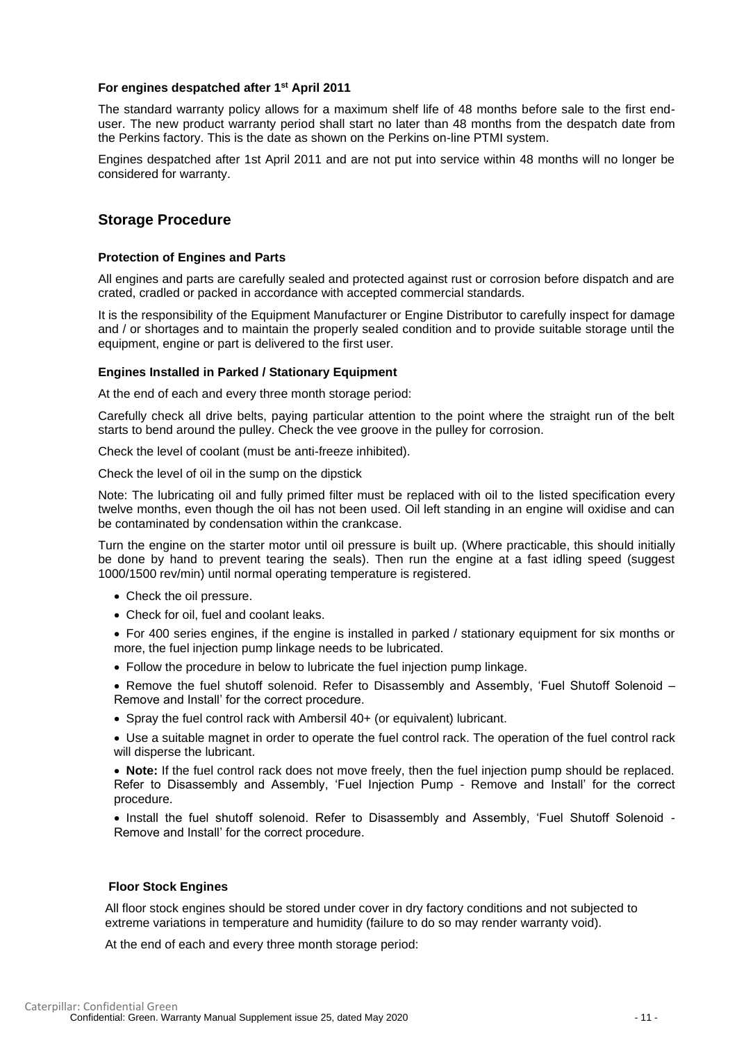#### For engines despatched after 1st April 2011

The standard warranty policy allows for a maximum shelf life of 48 months before sale to the first end-user. The new product warranty period shall start no later than 48 months from the despatch date from the Perkins factory. This is the date as shown on the Perkins on-line PTMI system.

Engines despatched after 1st April 2011 and are not put into service within 48 months will no longer be considered for warranty.

## Storage Procedure

#### Protection of Engines and Parts

All engines and parts are carefully sealed and protected against rust or corrosion before dispatch and are crated, cradled or packed in accordance with accepted commercial standards.

It is the responsibility of the Equipment Manufacturer or Engine Distributor to carefully inspect for damage and / or shortages and to maintain the properly sealed condition and to provide suitable storage until the equipment, engine or part is delivered to the first user.

#### Engines Installed in Parked / Stationary Equipment

At the end of each and every three month storage period:

Carefully check all drive belts, paying particular attention to the point where the straight run of the belt starts to bend around the pulley. Check the vee groove in the pulley for corrosion.

Check the level of coolant (must be anti-freeze inhibited).

Check the level of oil in the sump on the dipstick

Note: The lubricating oil and fully primed filter must be replaced with oil to the listed specification every twelve months, even though the oil has not been used. Oil left standing in an engine will oxidise and can be contaminated by condensation within the crankcase.

Turn the engine on the starter motor until oil pressure is built up. (Where practicable, this should initially be done by hand to prevent tearing the seals). Then run the engine at a fast idling speed (suggest 1000/1500 rev/min) until normal operating temperature is registered.

- Check the oil pressure.
- Check for oil, fuel and coolant leaks.
- For 400 series engines, if the engine is installed in parked / stationary equipment for six months or more, the fuel injection pump linkage needs to be lubricated.
- Follow the procedure in below to lubricate the fuel injection pump linkage.
- Remove the fuel shutoff solenoid. Refer to Disassembly and Assembly, 'Fuel Shutoff Solenoid – Remove and Install' for the correct procedure.
- Spray the fuel control rack with Ambersil 40+ (or equivalent) lubricant.
- Use a suitable magnet in order to operate the fuel control rack. The operation of the fuel control rack will disperse the lubricant.
- **Note:** If the fuel control rack does not move freely, then the fuel injection pump should be replaced. Refer to Disassembly and Assembly, 'Fuel Injection Pump - Remove and Install' for the correct procedure.
- Install the fuel shutoff solenoid. Refer to Disassembly and Assembly, 'Fuel Shutoff Solenoid - Remove and Install' for the correct procedure.

#### Floor Stock Engines

All floor stock engines should be stored under cover in dry factory conditions and not subjected to extreme variations in temperature and humidity (failure to do so may render warranty void).

At the end of each and every three month storage period: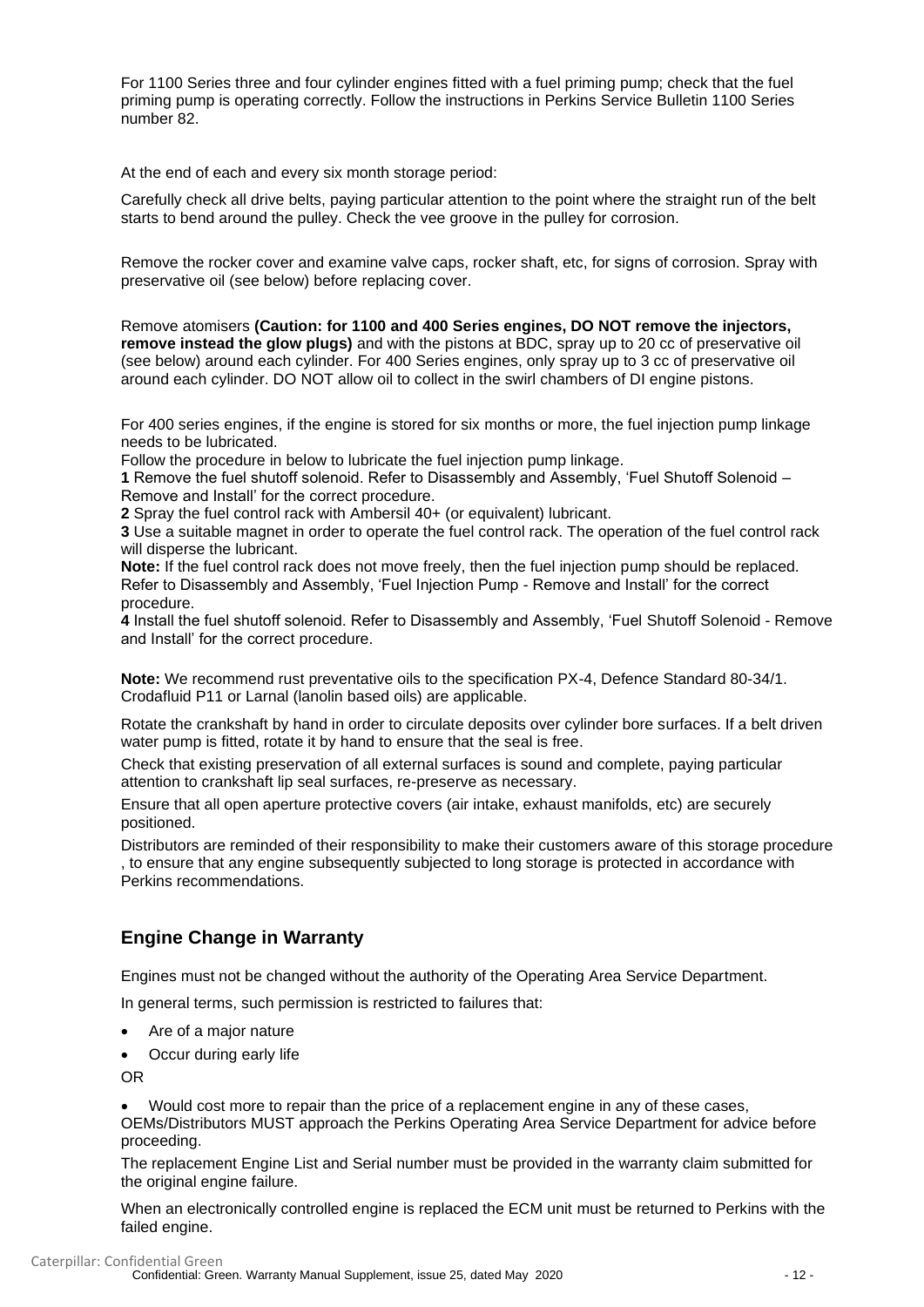For 1100 Series three and four cylinder engines fitted with a fuel priming pump; check that the fuel priming pump is operating correctly. Follow the instructions in Perkins Service Bulletin 1100 Series number 82.

At the end of each and every six month storage period:

Carefully check all drive belts, paying particular attention to the point where the straight run of the belt starts to bend around the pulley. Check the vee groove in the pulley for corrosion.

Remove the rocker cover and examine valve caps, rocker shaft, etc, for signs of corrosion. Spray with preservative oil (see below) before replacing cover.

Remove atomisers **(Caution: for 1100 and 400 Series engines, DO NOT remove the injectors, remove instead the glow plugs)** and with the pistons at BDC, spray up to 20 cc of preservative oil (see below) around each cylinder. For 400 Series engines, only spray up to 3 cc of preservative oil around each cylinder. DO NOT allow oil to collect in the swirl chambers of DI engine pistons.

For 400 series engines, if the engine is stored for six months or more, the fuel injection pump linkage needs to be lubricated.

Follow the procedure in below to lubricate the fuel injection pump linkage.

**1** Remove the fuel shutoff solenoid. Refer to Disassembly and Assembly, 'Fuel Shutoff Solenoid – Remove and Install' for the correct procedure.

**2** Spray the fuel control rack with Ambersil 40+ (or equivalent) lubricant.

**3** Use a suitable magnet in order to operate the fuel control rack. The operation of the fuel control rack will disperse the lubricant.

**Note:** If the fuel control rack does not move freely, then the fuel injection pump should be replaced. Refer to Disassembly and Assembly, 'Fuel Injection Pump - Remove and Install' for the correct procedure.

**4** Install the fuel shutoff solenoid. Refer to Disassembly and Assembly, 'Fuel Shutoff Solenoid - Remove and Install' for the correct procedure.

**Note:** We recommend rust preventative oils to the specification PX-4, Defence Standard 80-34/1. Crodafluid P11 or Larnal (lanolin based oils) are applicable.

Rotate the crankshaft by hand in order to circulate deposits over cylinder bore surfaces. If a belt driven water pump is fitted, rotate it by hand to ensure that the seal is free.

Check that existing preservation of all external surfaces is sound and complete, paying particular attention to crankshaft lip seal surfaces, re-preserve as necessary.

Ensure that all open aperture protective covers (air intake, exhaust manifolds, etc) are securely positioned.

Distributors are reminded of their responsibility to make their customers aware of this storage procedure , to ensure that any engine subsequently subjected to long storage is protected in accordance with Perkins recommendations.

## Engine Change in Warranty

Engines must not be changed without the authority of the Operating Area Service Department.

In general terms, such permission is restricted to failures that:

- Are of a major nature
- Occur during early life

OR

- Would cost more to repair than the price of a replacement engine in any of these cases,

OEMs/Distributors MUST approach the Perkins Operating Area Service Department for advice before proceeding.

The replacement Engine List and Serial number must be provided in the warranty claim submitted for the original engine failure.

When an electronically controlled engine is replaced the ECM unit must be returned to Perkins with the failed engine.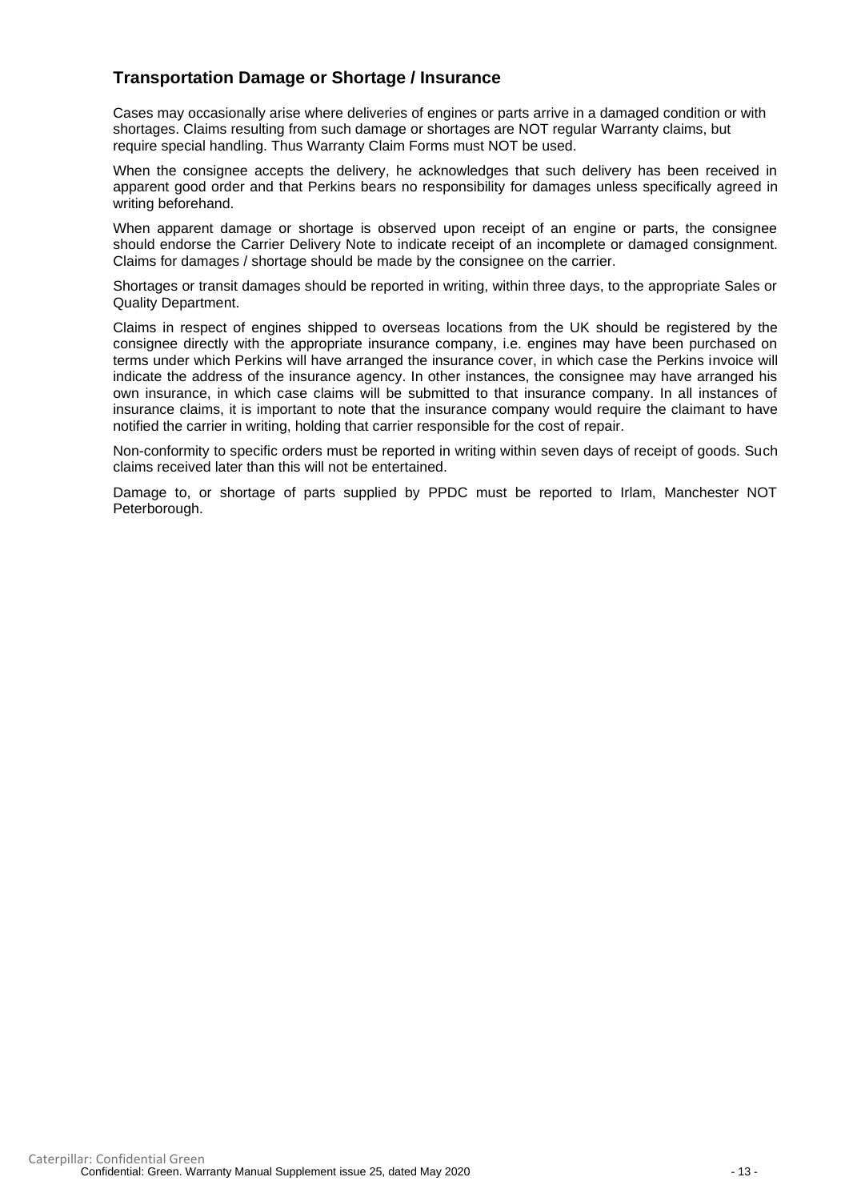## Transportation Damage or Shortage / Insurance

Cases may occasionally arise where deliveries of engines or parts arrive in a damaged condition or with shortages. Claims resulting from such damage or shortages are NOT regular Warranty claims, but require special handling. Thus Warranty Claim Forms must NOT be used.

When the consignee accepts the delivery, he acknowledges that such delivery has been received in apparent good order and that Perkins bears no responsibility for damages unless specifically agreed in writing beforehand.

When apparent damage or shortage is observed upon receipt of an engine or parts, the consignee should endorse the Carrier Delivery Note to indicate receipt of an incomplete or damaged consignment. Claims for damages / shortage should be made by the consignee on the carrier.

Shortages or transit damages should be reported in writing, within three days, to the appropriate Sales or Quality Department.

Claims in respect of engines shipped to overseas locations from the UK should be registered by the consignee directly with the appropriate insurance company, i.e. engines may have been purchased on terms under which Perkins will have arranged the insurance cover, in which case the Perkins invoice will indicate the address of the insurance agency. In other instances, the consignee may have arranged his own insurance, in which case claims will be submitted to that insurance company. In all instances of insurance claims, it is important to note that the insurance company would require the claimant to have notified the carrier in writing, holding that carrier responsible for the cost of repair.

Non-conformity to specific orders must be reported in writing within seven days of receipt of goods. Such claims received later than this will not be entertained.

Damage to, or shortage of parts supplied by PPDC must be reported to Irlam, Manchester NOT Peterborough.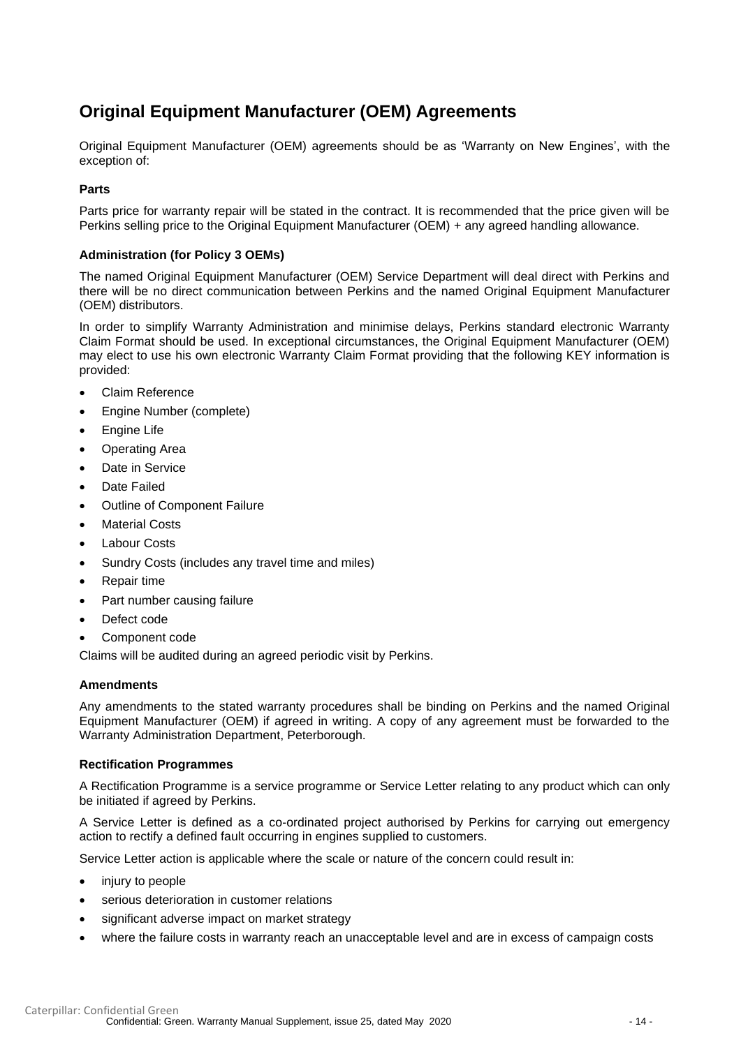# Original Equipment Manufacturer (OEM) Agreements

Original Equipment Manufacturer (OEM) agreements should be as 'Warranty on New Engines', with the exception of:

**Parts**

Parts price for warranty repair will be stated in the contract. It is recommended that the price given will be Perkins selling price to the Original Equipment Manufacturer (OEM) + any agreed handling allowance.

**Administration (for Policy 3 OEMs)**

The named Original Equipment Manufacturer (OEM) Service Department will deal direct with Perkins and there will be no direct communication between Perkins and the named Original Equipment Manufacturer (OEM) distributors.

In order to simplify Warranty Administration and minimise delays, Perkins standard electronic Warranty Claim Format should be used. In exceptional circumstances, the Original Equipment Manufacturer (OEM) may elect to use his own electronic Warranty Claim Format providing that the following KEY information is provided:

- Claim Reference
- Engine Number (complete)
- Engine Life
- Operating Area
- Date in Service
- Date Failed
- Outline of Component Failure
- Material Costs
- Labour Costs
- Sundry Costs (includes any travel time and miles)
- Repair time
- Part number causing failure
- Defect code
- Component code

Claims will be audited during an agreed periodic visit by Perkins.

**Amendments**

Any amendments to the stated warranty procedures shall be binding on Perkins and the named Original Equipment Manufacturer (OEM) if agreed in writing. A copy of any agreement must be forwarded to the Warranty Administration Department, Peterborough.

**Rectification Programmes**

A Rectification Programme is a service programme or Service Letter relating to any product which can only be initiated if agreed by Perkins.

A Service Letter is defined as a co-ordinated project authorised by Perkins for carrying out emergency action to rectify a defined fault occurring in engines supplied to customers.

Service Letter action is applicable where the scale or nature of the concern could result in:

- injury to people
- serious deterioration in customer relations
- significant adverse impact on market strategy
- where the failure costs in warranty reach an unacceptable level and are in excess of campaign costs